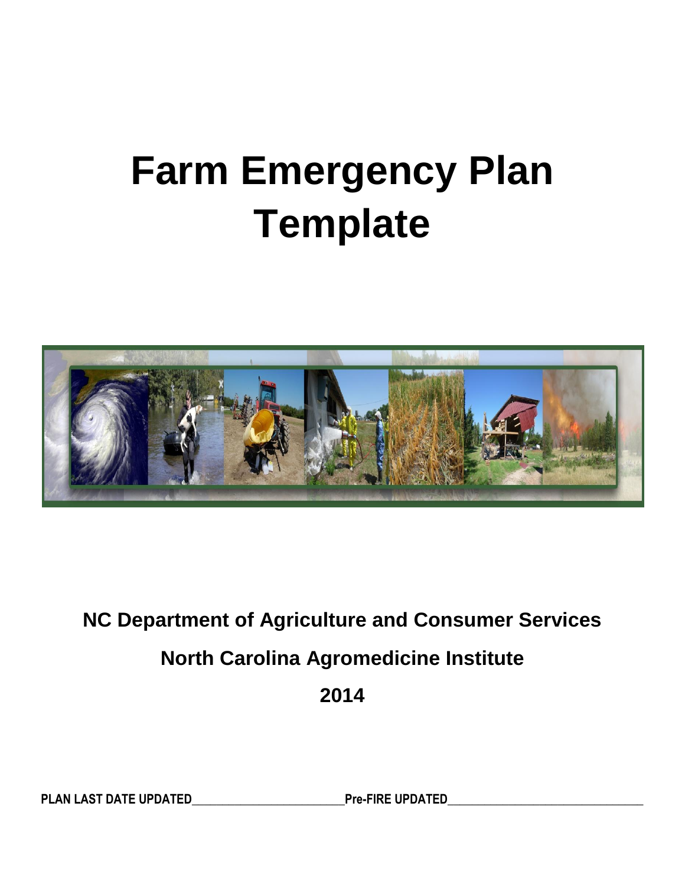# Farm Emergency Plan Template

**NC Department of Agriculture and Consumer Services**

**North Carolina Agromedicine Institute**

**2014**

**PLAN LAST DATE UPDATED**\_\_\_\_\_\_\_\_\_\_\_\_\_\_\_\_\_\_\_\_\_\_\_\_\_\_\_\_**Pre-FIRE UPDATED**\_\_\_\_\_\_\_\_\_\_\_\_\_\_\_\_\_\_\_\_\_\_\_\_\_\_\_\_\_\_\_\_\_\_\_\_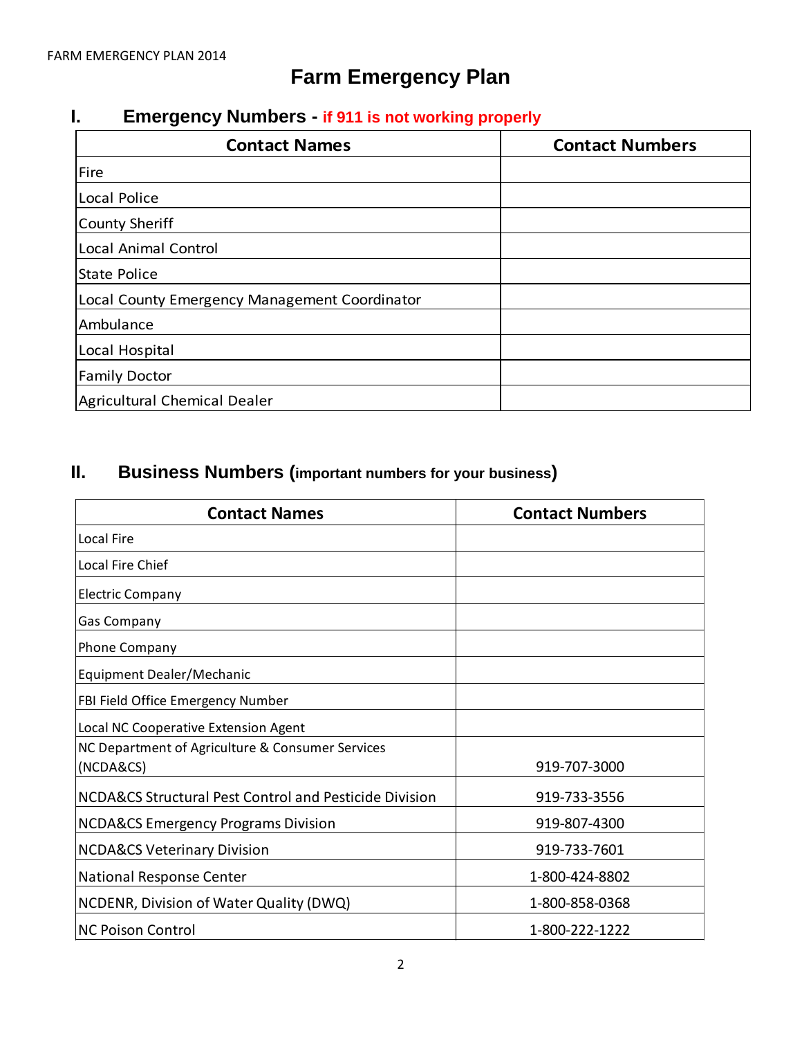# Farm Emergency Plan

## I. Emergency Numbers - if 911 is not working properly

| Contact Names | Contact Numbers |
|---|---|
| Fire | |
| Local Police | |
| County Sheriff | |
| Local Animal Control | |
| State Police | |
| Local County Emergency Management Coordinator | |
| Ambulance | |
| Local Hospital | |
| Family Doctor | |
| Agricultural Chemical Dealer | |

## II. Business Numbers (important numbers for your business)

| Contact Names | Contact Numbers |
|---|---|
| Local Fire | |
| Local Fire Chief | |
| Electric Company | |
| Gas Company | |
| Phone Company | |
| Equipment Dealer/Mechanic | |
| FBI Field Office Emergency Number | |
| Local NC Cooperative Extension Agent | |
| NC Department of Agriculture & Consumer Services (NCDA&CS) | 919-707-3000 |
| NCDA&CS Structural Pest Control and Pesticide Division | 919-733-3556 |
| NCDA&CS Emergency Programs Division | 919-807-4300 |
| NCDA&CS Veterinary Division | 919-733-7601 |
| National Response Center | 1-800-424-8802 |
| NCDENR, Division of Water Quality (DWQ) | 1-800-858-0368 |
| NC Poison Control | 1-800-222-1222 |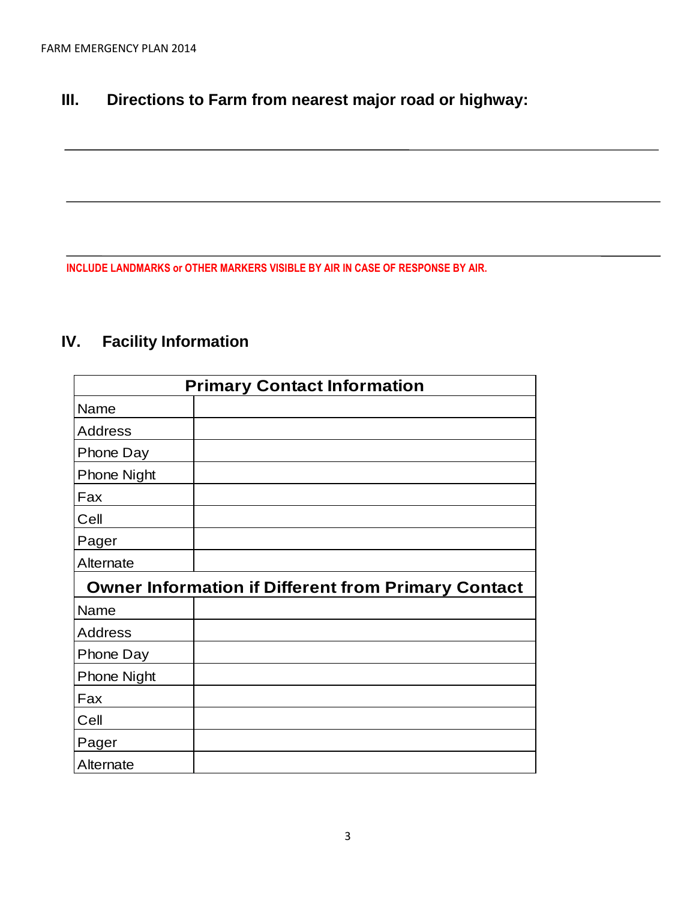## III. Directions to Farm from nearest major road or highway:

\_\_\_\_\_\_\_\_\_\_\_\_\_\_\_\_\_\_\_\_\_\_\_\_\_\_\_\_\_\_\_\_\_\_\_\_\_\_\_\_\_\_\_\_\_\_\_\_\_\_\_\_\_\_\_\_\_\_\_\_\_\_\_\_\_\_\_\_\_\_

\_\_\_\_\_\_\_\_\_\_\_\_\_\_\_\_\_\_\_\_\_\_\_\_\_\_\_\_\_\_\_\_\_\_\_\_\_\_\_\_\_\_\_\_\_\_\_\_\_\_\_\_\_\_\_\_\_\_\_\_\_\_\_\_\_\_\_\_\_\_

\_\_\_\_\_\_\_\_\_\_\_\_\_\_\_\_\_\_\_\_\_\_\_\_\_\_\_\_\_\_\_\_\_\_\_\_\_\_\_\_\_\_\_\_\_\_\_\_\_\_\_\_\_\_\_\_\_\_\_\_\_\_\_\_\_\_\_\_\_\_

**INCLUDE LANDMARKS or OTHER MARKERS VISIBLE BY AIR IN CASE OF RESPONSE BY AIR.**

## IV. Facility Information

| **Primary Contact Information** | |
|---|---|
| Name | |
| Address | |
| Phone Day | |
| Phone Night | |
| Fax | |
| Cell | |
| Pager | |
| Alternate | |
| **Owner Information if Different from Primary Contact** | |
| Name | |
| Address | |
| Phone Day | |
| Phone Night | |
| Fax | |
| Cell | |
| Pager | |
| Alternate | |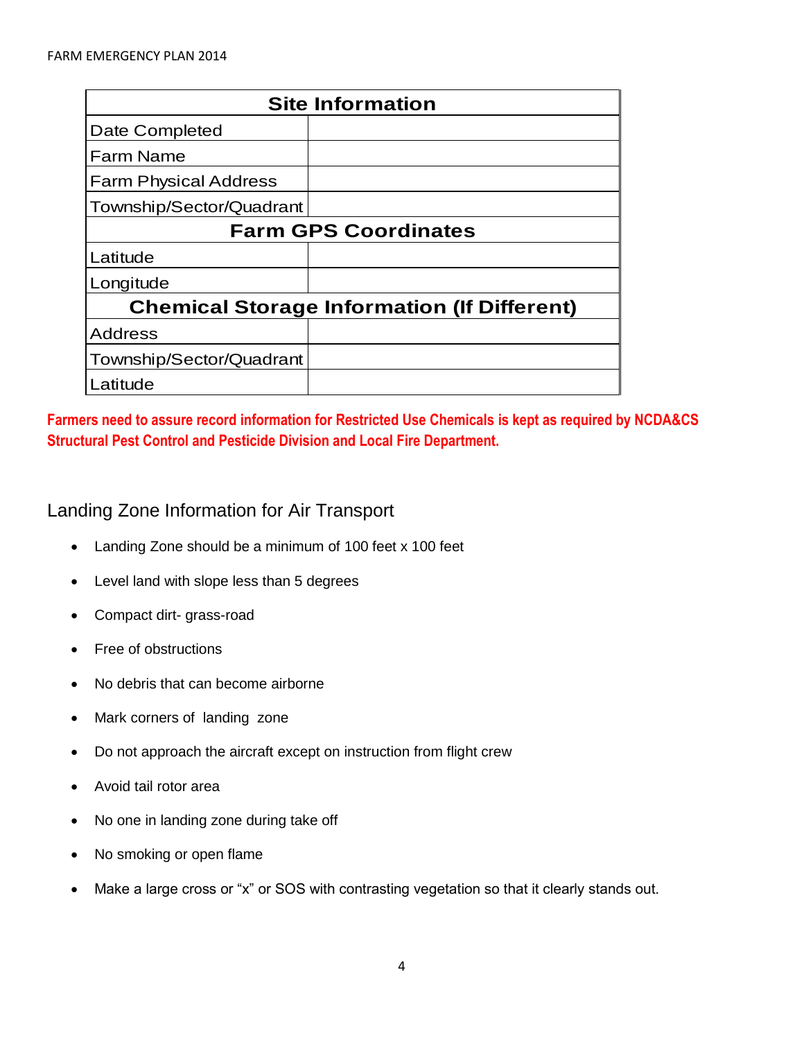| Site Information | |
|---|---|
| Date Completed | |
| Farm Name | |
| Farm Physical Address | |
| Township/Sector/Quadrant | |
| **Farm GPS Coordinates** | |
| Latitude | |
| Longitude | |
| **Chemical Storage Information (If Different)** | |
| Address | |
| Township/Sector/Quadrant | |
| Latitude | |

**Farmers need to assure record information for Restricted Use Chemicals is kept as required by NCDA&CS Structural Pest Control and Pesticide Division and Local Fire Department.**

## Landing Zone Information for Air Transport

- Landing Zone should be a minimum of 100 feet x 100 feet
- Level land with slope less than 5 degrees
- Compact dirt- grass-road
- Free of obstructions
- No debris that can become airborne
- Mark corners of landing zone
- Do not approach the aircraft except on instruction from flight crew
- Avoid tail rotor area
- No one in landing zone during take off
- No smoking or open flame
- Make a large cross or "x" or SOS with contrasting vegetation so that it clearly stands out.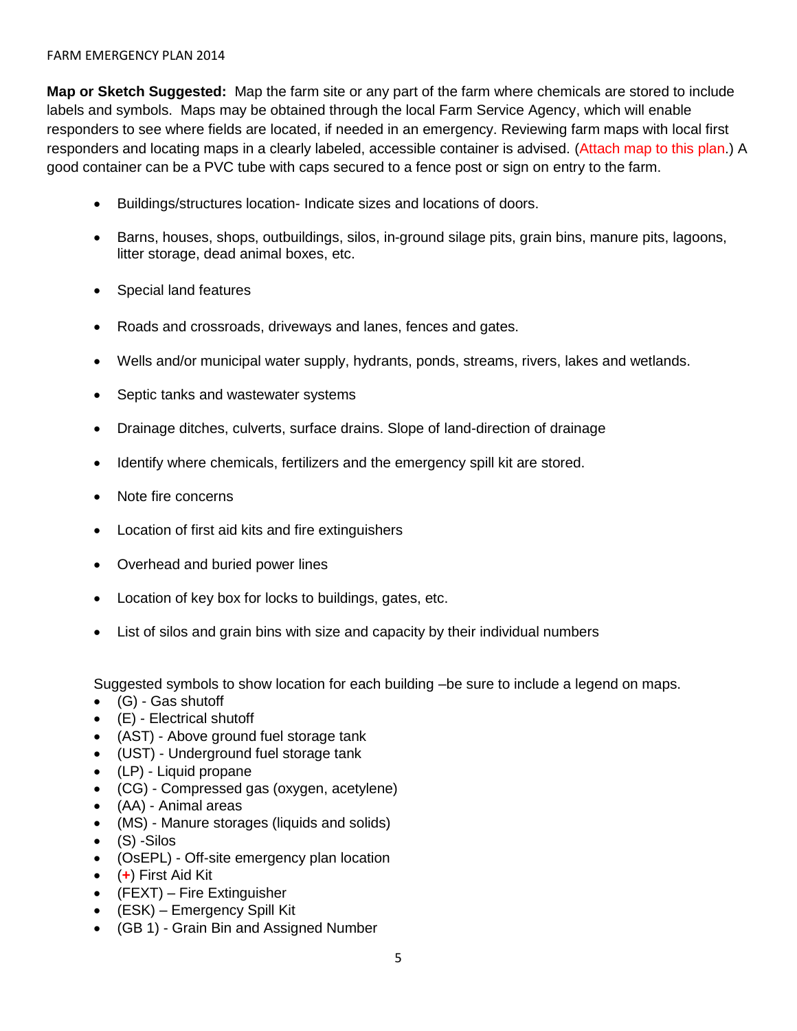**Map or Sketch Suggested:** Map the farm site or any part of the farm where chemicals are stored to include labels and symbols. Maps may be obtained through the local Farm Service Agency, which will enable responders to see where fields are located, if needed in an emergency. Reviewing farm maps with local first responders and locating maps in a clearly labeled, accessible container is advised. (Attach map to this plan.) A good container can be a PVC tube with caps secured to a fence post or sign on entry to the farm.

- Buildings/structures location- Indicate sizes and locations of doors.
- Barns, houses, shops, outbuildings, silos, in-ground silage pits, grain bins, manure pits, lagoons, litter storage, dead animal boxes, etc.
- Special land features
- Roads and crossroads, driveways and lanes, fences and gates.
- Wells and/or municipal water supply, hydrants, ponds, streams, rivers, lakes and wetlands.
- Septic tanks and wastewater systems
- Drainage ditches, culverts, surface drains. Slope of land-direction of drainage
- Identify where chemicals, fertilizers and the emergency spill kit are stored.
- Note fire concerns
- Location of first aid kits and fire extinguishers
- Overhead and buried power lines
- Location of key box for locks to buildings, gates, etc.
- List of silos and grain bins with size and capacity by their individual numbers

Suggested symbols to show location for each building –be sure to include a legend on maps.

- (G) - Gas shutoff
- (E) - Electrical shutoff
- (AST) - Above ground fuel storage tank
- (UST) - Underground fuel storage tank
- (LP) - Liquid propane
- (CG) - Compressed gas (oxygen, acetylene)
- (AA) - Animal areas
- (MS) - Manure storages (liquids and solids)
- (S) -Silos
- (OsEPL) - Off-site emergency plan location
- (+) First Aid Kit
- (FEXT) – Fire Extinguisher
- (ESK) – Emergency Spill Kit
- (GB 1) - Grain Bin and Assigned Number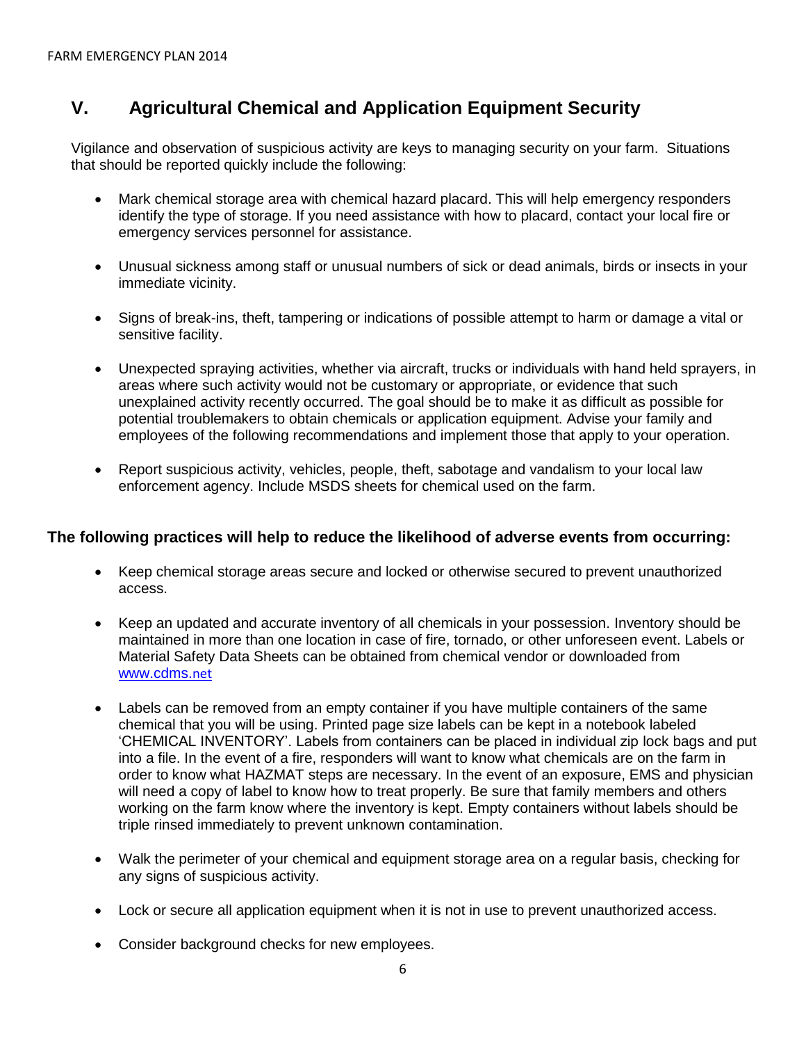## V. Agricultural Chemical and Application Equipment Security

Vigilance and observation of suspicious activity are keys to managing security on your farm. Situations that should be reported quickly include the following:

- Mark chemical storage area with chemical hazard placard. This will help emergency responders identify the type of storage. If you need assistance with how to placard, contact your local fire or emergency services personnel for assistance.
- Unusual sickness among staff or unusual numbers of sick or dead animals, birds or insects in your immediate vicinity.
- Signs of break-ins, theft, tampering or indications of possible attempt to harm or damage a vital or sensitive facility.
- Unexpected spraying activities, whether via aircraft, trucks or individuals with hand held sprayers, in areas where such activity would not be customary or appropriate, or evidence that such unexplained activity recently occurred. The goal should be to make it as difficult as possible for potential troublemakers to obtain chemicals or application equipment. Advise your family and employees of the following recommendations and implement those that apply to your operation.
- Report suspicious activity, vehicles, people, theft, sabotage and vandalism to your local law enforcement agency. Include MSDS sheets for chemical used on the farm.

**The following practices will help to reduce the likelihood of adverse events from occurring:**

- Keep chemical storage areas secure and locked or otherwise secured to prevent unauthorized access.
- Keep an updated and accurate inventory of all chemicals in your possession. Inventory should be maintained in more than one location in case of fire, tornado, or other unforeseen event. Labels or Material Safety Data Sheets can be obtained from chemical vendor or downloaded from www.cdms.net
- Labels can be removed from an empty container if you have multiple containers of the same chemical that you will be using. Printed page size labels can be kept in a notebook labeled 'CHEMICAL INVENTORY'. Labels from containers can be placed in individual zip lock bags and put into a file. In the event of a fire, responders will want to know what chemicals are on the farm in order to know what HAZMAT steps are necessary. In the event of an exposure, EMS and physician will need a copy of label to know how to treat properly. Be sure that family members and others working on the farm know where the inventory is kept. Empty containers without labels should be triple rinsed immediately to prevent unknown contamination.
- Walk the perimeter of your chemical and equipment storage area on a regular basis, checking for any signs of suspicious activity.
- Lock or secure all application equipment when it is not in use to prevent unauthorized access.
- Consider background checks for new employees.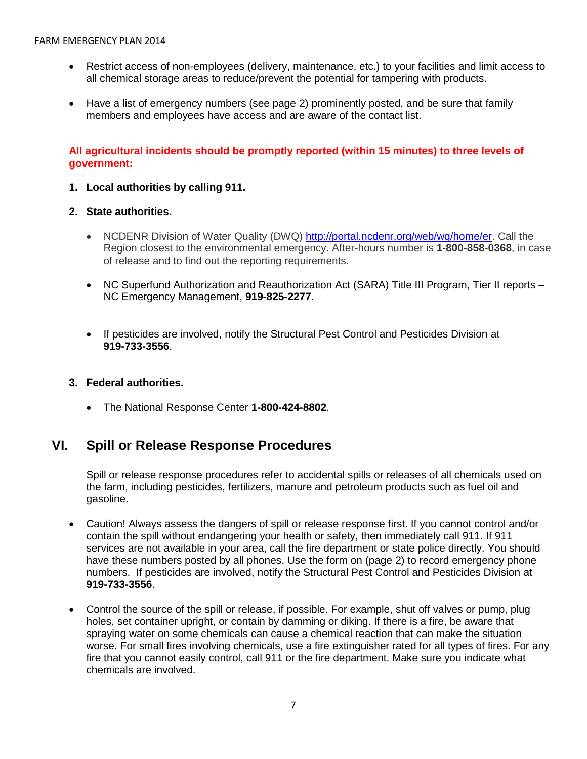- Restrict access of non-employees (delivery, maintenance, etc.) to your facilities and limit access to all chemical storage areas to reduce/prevent the potential for tampering with products.

- Have a list of emergency numbers (see page 2) prominently posted, and be sure that family members and employees have access and are aware of the contact list.

**All agricultural incidents should be promptly reported (within 15 minutes) to three levels of government:**

1. **Local authorities by calling 911.**

2. **State authorities.**

   - NCDENR Division of Water Quality (DWQ) [http://portal.ncdenr.org/web/wq/home/er](http://portal.ncdenr.org/web/wq/home/er). Call the Region closest to the environmental emergency. After-hours number is **1-800-858-0368**, in case of release and to find out the reporting requirements.

   - NC Superfund Authorization and Reauthorization Act (SARA) Title III Program, Tier II reports – NC Emergency Management, **919-825-2277**.

   - If pesticides are involved, notify the Structural Pest Control and Pesticides Division at **919-733-3556**.

3. **Federal authorities.**

   - The National Response Center **1-800-424-8802**.

## VI. Spill or Release Response Procedures

Spill or release response procedures refer to accidental spills or releases of all chemicals used on the farm, including pesticides, fertilizers, manure and petroleum products such as fuel oil and gasoline.

- Caution! Always assess the dangers of spill or release response first. If you cannot control and/or contain the spill without endangering your health or safety, then immediately call 911. If 911 services are not available in your area, call the fire department or state police directly. You should have these numbers posted by all phones. Use the form on (page 2) to record emergency phone numbers. If pesticides are involved, notify the Structural Pest Control and Pesticides Division at **919-733-3556**.

- Control the source of the spill or release, if possible. For example, shut off valves or pump, plug holes, set container upright, or contain by damming or diking. If there is a fire, be aware that spraying water on some chemicals can cause a chemical reaction that can make the situation worse. For small fires involving chemicals, use a fire extinguisher rated for all types of fires. For any fire that you cannot easily control, call 911 or the fire department. Make sure you indicate what chemicals are involved.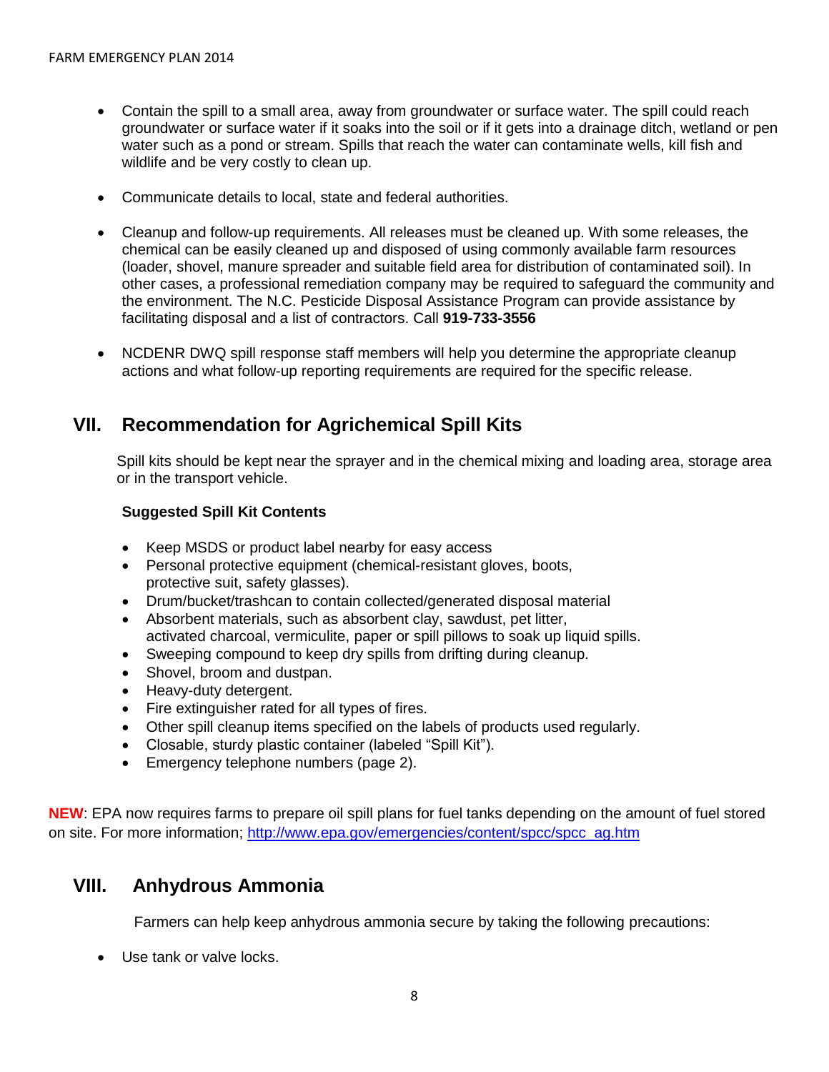- Contain the spill to a small area, away from groundwater or surface water. The spill could reach groundwater or surface water if it soaks into the soil or if it gets into a drainage ditch, wetland or pen water such as a pond or stream. Spills that reach the water can contaminate wells, kill fish and wildlife and be very costly to clean up.

- Communicate details to local, state and federal authorities.

- Cleanup and follow-up requirements. All releases must be cleaned up. With some releases, the chemical can be easily cleaned up and disposed of using commonly available farm resources (loader, shovel, manure spreader and suitable field area for distribution of contaminated soil). In other cases, a professional remediation company may be required to safeguard the community and the environment. The N.C. Pesticide Disposal Assistance Program can provide assistance by facilitating disposal and a list of contractors. Call **919-733-3556**

- NCDENR DWQ spill response staff members will help you determine the appropriate cleanup actions and what follow-up reporting requirements are required for the specific release.

## VII. Recommendation for Agrichemical Spill Kits

Spill kits should be kept near the sprayer and in the chemical mixing and loading area, storage area or in the transport vehicle.

**Suggested Spill Kit Contents**

- Keep MSDS or product label nearby for easy access
- Personal protective equipment (chemical-resistant gloves, boots, protective suit, safety glasses).
- Drum/bucket/trashcan to contain collected/generated disposal material
- Absorbent materials, such as absorbent clay, sawdust, pet litter, activated charcoal, vermiculite, paper or spill pillows to soak up liquid spills.
- Sweeping compound to keep dry spills from drifting during cleanup.
- Shovel, broom and dustpan.
- Heavy-duty detergent.
- Fire extinguisher rated for all types of fires.
- Other spill cleanup items specified on the labels of products used regularly.
- Closable, sturdy plastic container (labeled "Spill Kit").
- Emergency telephone numbers (page 2).

**NEW**: EPA now requires farms to prepare oil spill plans for fuel tanks depending on the amount of fuel stored on site. For more information; http://www.epa.gov/emergencies/content/spcc/spcc_ag.htm

## VIII. Anhydrous Ammonia

Farmers can help keep anhydrous ammonia secure by taking the following precautions:

- Use tank or valve locks.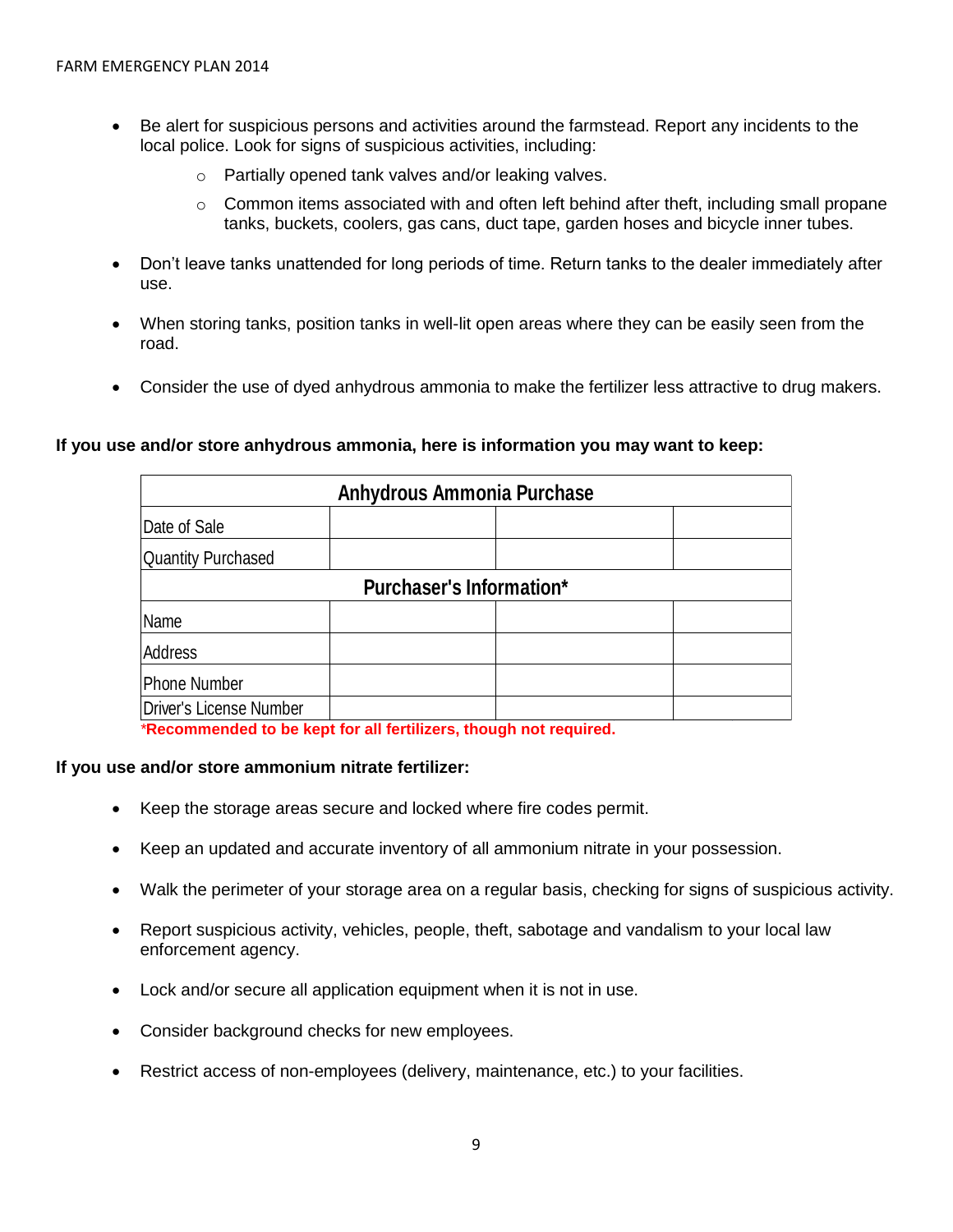- Be alert for suspicious persons and activities around the farmstead. Report any incidents to the local police. Look for signs of suspicious activities, including:
  - Partially opened tank valves and/or leaking valves.
  - Common items associated with and often left behind after theft, including small propane tanks, buckets, coolers, gas cans, duct tape, garden hoses and bicycle inner tubes.
- Don't leave tanks unattended for long periods of time. Return tanks to the dealer immediately after use.
- When storing tanks, position tanks in well-lit open areas where they can be easily seen from the road.
- Consider the use of dyed anhydrous ammonia to make the fertilizer less attractive to drug makers.

**If you use and/or store anhydrous ammonia, here is information you may want to keep:**

| Anhydrous Ammonia Purchase | | | |
|---|---|---|---|
| Date of Sale | | | |
| Quantity Purchased | | | |
| **Purchaser's Information*** | | | |
| Name | | | |
| Address | | | |
| Phone Number | | | |
| Driver's License Number | | | |

***Recommended to be kept for all fertilizers, though not required.**

**If you use and/or store ammonium nitrate fertilizer:**

- Keep the storage areas secure and locked where fire codes permit.
- Keep an updated and accurate inventory of all ammonium nitrate in your possession.
- Walk the perimeter of your storage area on a regular basis, checking for signs of suspicious activity.
- Report suspicious activity, vehicles, people, theft, sabotage and vandalism to your local law enforcement agency.
- Lock and/or secure all application equipment when it is not in use.
- Consider background checks for new employees.
- Restrict access of non-employees (delivery, maintenance, etc.) to your facilities.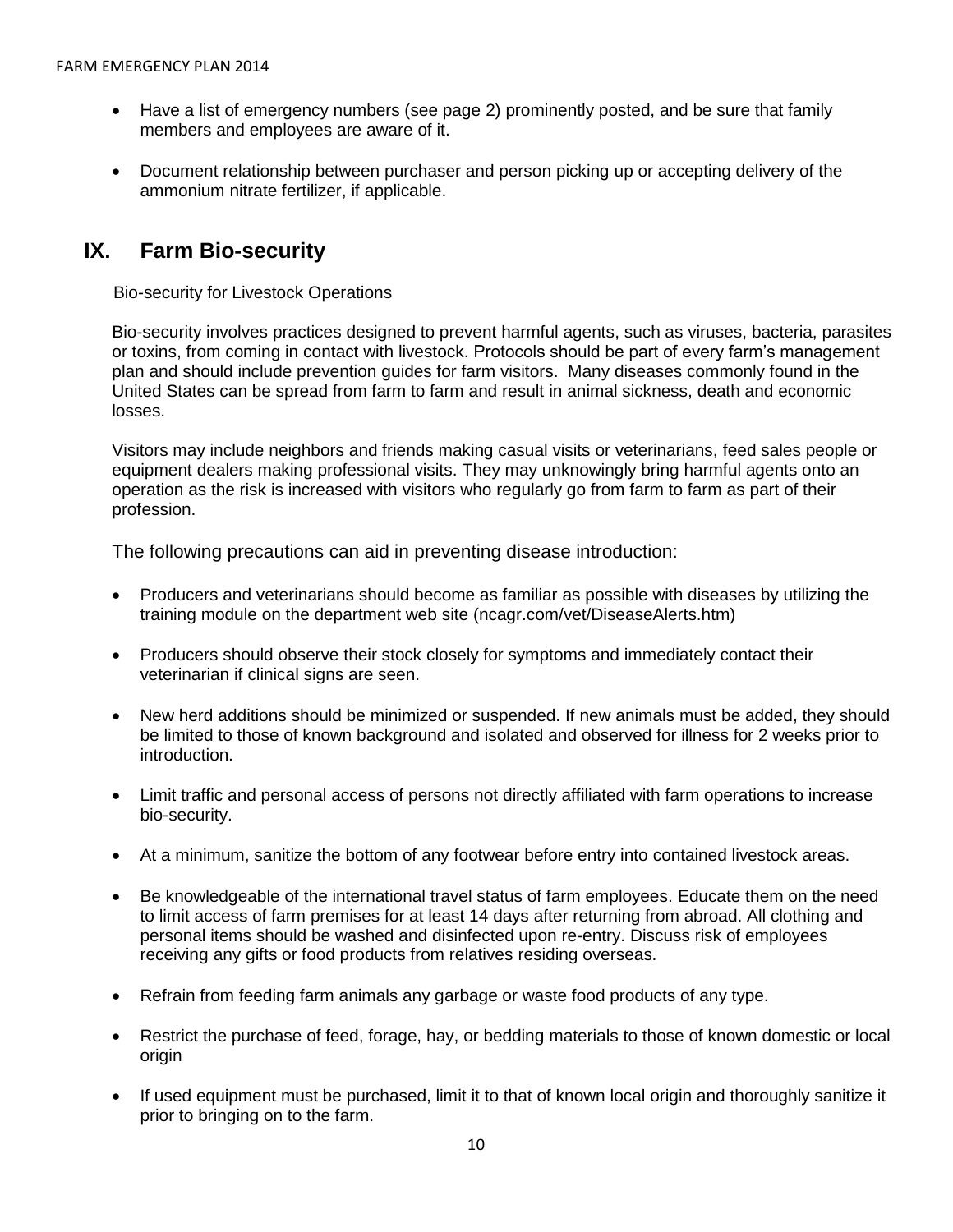- Have a list of emergency numbers (see page 2) prominently posted, and be sure that family members and employees are aware of it.

- Document relationship between purchaser and person picking up or accepting delivery of the ammonium nitrate fertilizer, if applicable.

## IX. Farm Bio-security

Bio-security for Livestock Operations

Bio-security involves practices designed to prevent harmful agents, such as viruses, bacteria, parasites or toxins, from coming in contact with livestock. Protocols should be part of every farm's management plan and should include prevention guides for farm visitors. Many diseases commonly found in the United States can be spread from farm to farm and result in animal sickness, death and economic losses.

Visitors may include neighbors and friends making casual visits or veterinarians, feed sales people or equipment dealers making professional visits. They may unknowingly bring harmful agents onto an operation as the risk is increased with visitors who regularly go from farm to farm as part of their profession.

The following precautions can aid in preventing disease introduction:

- Producers and veterinarians should become as familiar as possible with diseases by utilizing the training module on the department web site (ncagr.com/vet/DiseaseAlerts.htm)

- Producers should observe their stock closely for symptoms and immediately contact their veterinarian if clinical signs are seen.

- New herd additions should be minimized or suspended. If new animals must be added, they should be limited to those of known background and isolated and observed for illness for 2 weeks prior to introduction.

- Limit traffic and personal access of persons not directly affiliated with farm operations to increase bio-security.

- At a minimum, sanitize the bottom of any footwear before entry into contained livestock areas.

- Be knowledgeable of the international travel status of farm employees. Educate them on the need to limit access of farm premises for at least 14 days after returning from abroad. All clothing and personal items should be washed and disinfected upon re-entry. Discuss risk of employees receiving any gifts or food products from relatives residing overseas.

- Refrain from feeding farm animals any garbage or waste food products of any type.

- Restrict the purchase of feed, forage, hay, or bedding materials to those of known domestic or local origin

- If used equipment must be purchased, limit it to that of known local origin and thoroughly sanitize it prior to bringing on to the farm.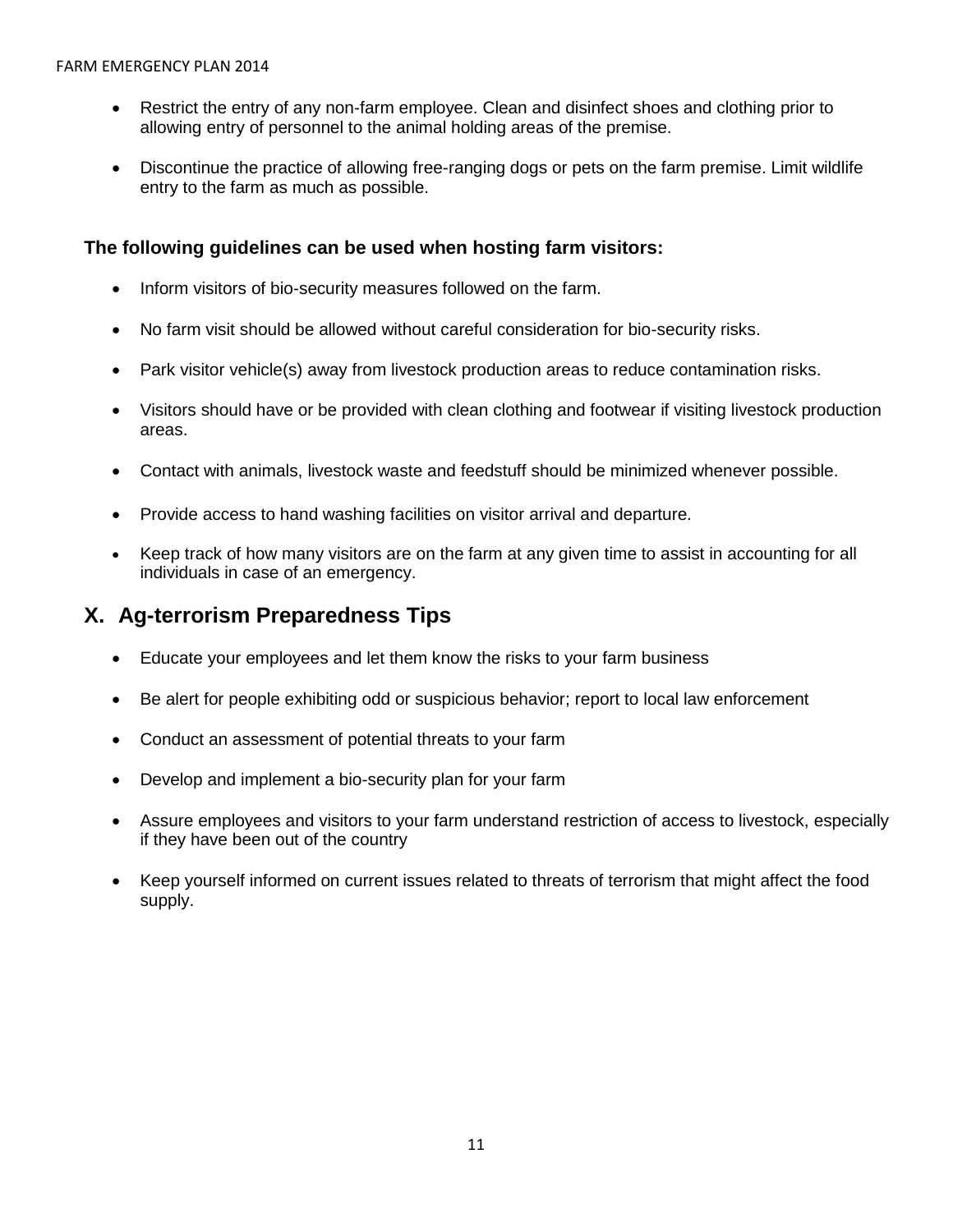- Restrict the entry of any non-farm employee. Clean and disinfect shoes and clothing prior to allowing entry of personnel to the animal holding areas of the premise.

- Discontinue the practice of allowing free-ranging dogs or pets on the farm premise. Limit wildlife entry to the farm as much as possible.

**The following guidelines can be used when hosting farm visitors:**

- Inform visitors of bio-security measures followed on the farm.

- No farm visit should be allowed without careful consideration for bio-security risks.

- Park visitor vehicle(s) away from livestock production areas to reduce contamination risks.

- Visitors should have or be provided with clean clothing and footwear if visiting livestock production areas.

- Contact with animals, livestock waste and feedstuff should be minimized whenever possible.

- Provide access to hand washing facilities on visitor arrival and departure.

- Keep track of how many visitors are on the farm at any given time to assist in accounting for all individuals in case of an emergency.

## X. Ag-terrorism Preparedness Tips

- Educate your employees and let them know the risks to your farm business

- Be alert for people exhibiting odd or suspicious behavior; report to local law enforcement

- Conduct an assessment of potential threats to your farm

- Develop and implement a bio-security plan for your farm

- Assure employees and visitors to your farm understand restriction of access to livestock, especially if they have been out of the country

- Keep yourself informed on current issues related to threats of terrorism that might affect the food supply.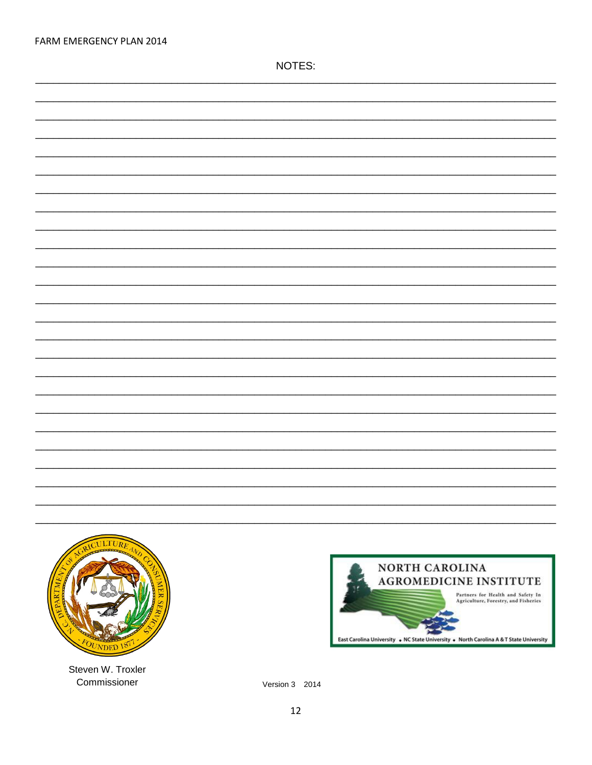NOTES:

Steven W. Troxler
Commissioner

Version 3 2014